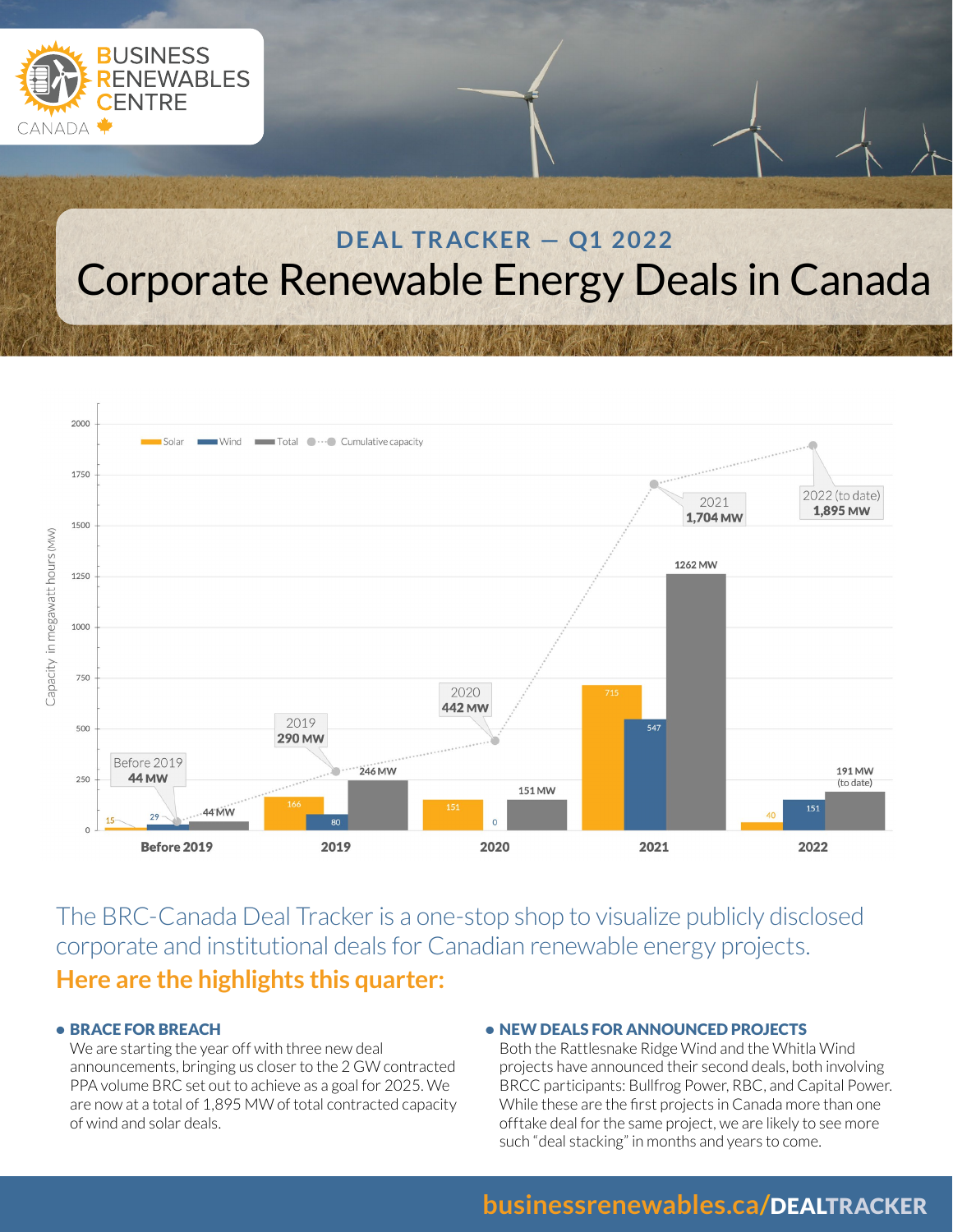BUSINESS RENEWABLES CENTRE CANADA

## DEAL TRACKER — Q1 2022

# Corporate Renewable Energy Deals in Canada

| | Solar (MW) | Wind (MW) | Total (MW) | Cumulative capacity |
|---|---|---|---|---|
| Before 2019 | 15 | 29 | 44 MW | 44 MW |
| 2019 | 166 | 80 | 246 MW | 290 MW |
| 2020 | 151 | 0 | 151 MW | 442 MW |
| 2021 | 715 | 547 | 1262 MW | 1,704 MW |
| 2022 | 40 | 151 | 191 MW (to date) | 1,895 MW (2022 to date) |

The BRC-Canada Deal Tracker is a one-stop shop to visualize publicly disclosed corporate and institutional deals for Canadian renewable energy projects.

**Here are the highlights this quarter:**

- **BRACE FOR BREACH**
  We are starting the year off with three new deal announcements, bringing us closer to the 2 GW contracted PPA volume BRC set out to achieve as a goal for 2025. We are now at a total of 1,895 MW of total contracted capacity of wind and solar deals.

- **NEW DEALS FOR ANNOUNCED PROJECTS**
  Both the Rattlesnake Ridge Wind and the Whitla Wind projects have announced their second deals, both involving BRCC participants: Bullfrog Power, RBC, and Capital Power. While these are the first projects in Canada more than one offtake deal for the same project, we are likely to see more such "deal stacking" in months and years to come.

businessrenewables.ca/DEALTRACKER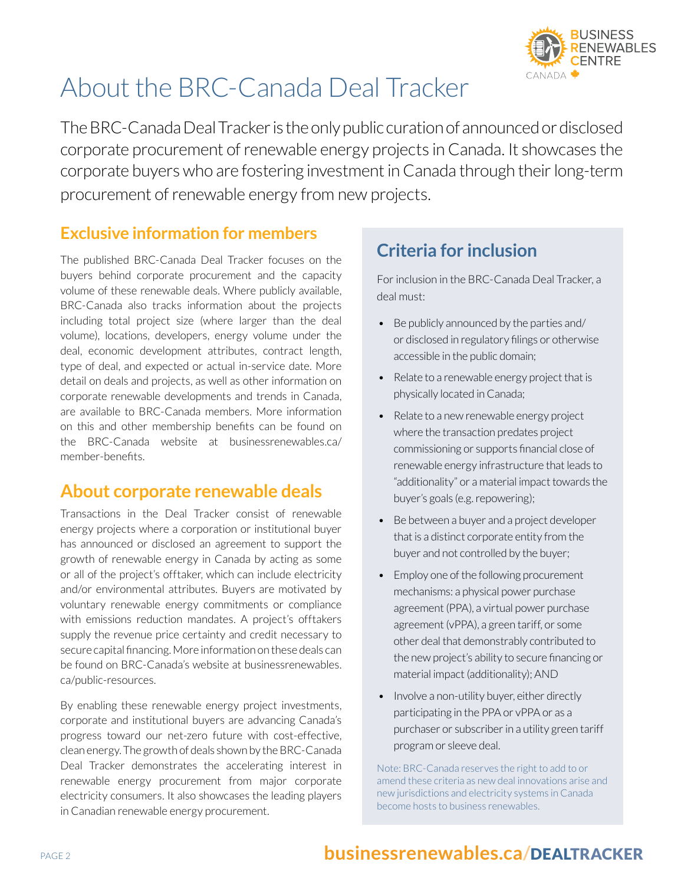# About the BRC-Canada Deal Tracker

The BRC-Canada Deal Tracker is the only public curation of announced or disclosed corporate procurement of renewable energy projects in Canada. It showcases the corporate buyers who are fostering investment in Canada through their long-term procurement of renewable energy from new projects.

## Exclusive information for members

The published BRC-Canada Deal Tracker focuses on the buyers behind corporate procurement and the capacity volume of these renewable deals. Where publicly available, BRC-Canada also tracks information about the projects including total project size (where larger than the deal volume), locations, developers, energy volume under the deal, economic development attributes, contract length, type of deal, and expected or actual in-service date. More detail on deals and projects, as well as other information on corporate renewable developments and trends in Canada, are available to BRC-Canada members. More information on this and other membership benefits can be found on the BRC-Canada website at businessrenewables.ca/member-benefits.

## About corporate renewable deals

Transactions in the Deal Tracker consist of renewable energy projects where a corporation or institutional buyer has announced or disclosed an agreement to support the growth of renewable energy in Canada by acting as some or all of the project's offtaker, which can include electricity and/or environmental attributes. Buyers are motivated by voluntary renewable energy commitments or compliance with emissions reduction mandates. A project's offtakers supply the revenue price certainty and credit necessary to secure capital financing. More information on these deals can be found on BRC-Canada's website at businessrenewables.ca/public-resources.

By enabling these renewable energy project investments, corporate and institutional buyers are advancing Canada's progress toward our net-zero future with cost-effective, clean energy. The growth of deals shown by the BRC-Canada Deal Tracker demonstrates the accelerating interest in renewable energy procurement from major corporate electricity consumers. It also showcases the leading players in Canadian renewable energy procurement.

## Criteria for inclusion

For inclusion in the BRC-Canada Deal Tracker, a deal must:

- Be publicly announced by the parties and/or disclosed in regulatory filings or otherwise accessible in the public domain;
- Relate to a renewable energy project that is physically located in Canada;
- Relate to a new renewable energy project where the transaction predates project commissioning or supports financial close of renewable energy infrastructure that leads to "additionality" or a material impact towards the buyer's goals (e.g. repowering);
- Be between a buyer and a project developer that is a distinct corporate entity from the buyer and not controlled by the buyer;
- Employ one of the following procurement mechanisms: a physical power purchase agreement (PPA), a virtual power purchase agreement (vPPA), a green tariff, or some other deal that demonstrably contributed to the new project's ability to secure financing or material impact (additionality); AND
- Involve a non-utility buyer, either directly participating in the PPA or vPPA or as a purchaser or subscriber in a utility green tariff program or sleeve deal.

Note: BRC-Canada reserves the right to add to or amend these criteria as new deal innovations arise and new jurisdictions and electricity systems in Canada become hosts to business renewables.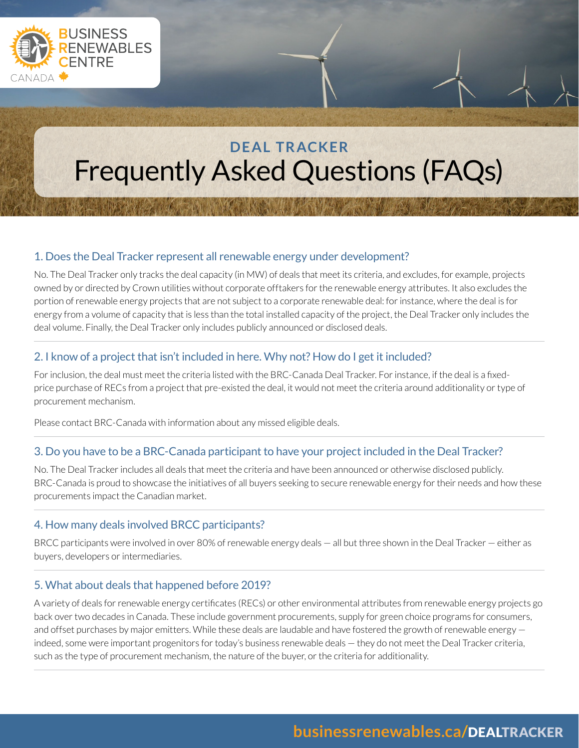# DEAL TRACKER
# Frequently Asked Questions (FAQs)

### 1. Does the Deal Tracker represent all renewable energy under development?

No. The Deal Tracker only tracks the deal capacity (in MW) of deals that meet its criteria, and excludes, for example, projects owned by or directed by Crown utilities without corporate offtakers for the renewable energy attributes. It also excludes the portion of renewable energy projects that are not subject to a corporate renewable deal: for instance, where the deal is for energy from a volume of capacity that is less than the total installed capacity of the project, the Deal Tracker only includes the deal volume. Finally, the Deal Tracker only includes publicly announced or disclosed deals.

### 2. I know of a project that isn't included in here. Why not? How do I get it included?

For inclusion, the deal must meet the criteria listed with the BRC-Canada Deal Tracker. For instance, if the deal is a fixed-price purchase of RECs from a project that pre-existed the deal, it would not meet the criteria around additionality or type of procurement mechanism.

Please contact BRC-Canada with information about any missed eligible deals.

### 3. Do you have to be a BRC-Canada participant to have your project included in the Deal Tracker?

No. The Deal Tracker includes all deals that meet the criteria and have been announced or otherwise disclosed publicly. BRC-Canada is proud to showcase the initiatives of all buyers seeking to secure renewable energy for their needs and how these procurements impact the Canadian market.

### 4. How many deals involved BRCC participants?

BRCC participants were involved in over 80% of renewable energy deals — all but three shown in the Deal Tracker — either as buyers, developers or intermediaries.

### 5. What about deals that happened before 2019?

A variety of deals for renewable energy certificates (RECs) or other environmental attributes from renewable energy projects go back over two decades in Canada. These include government procurements, supply for green choice programs for consumers, and offset purchases by major emitters. While these deals are laudable and have fostered the growth of renewable energy — indeed, some were important progenitors for today's business renewable deals — they do not meet the Deal Tracker criteria, such as the type of procurement mechanism, the nature of the buyer, or the criteria for additionality.

businessrenewables.ca/DEALTRACKER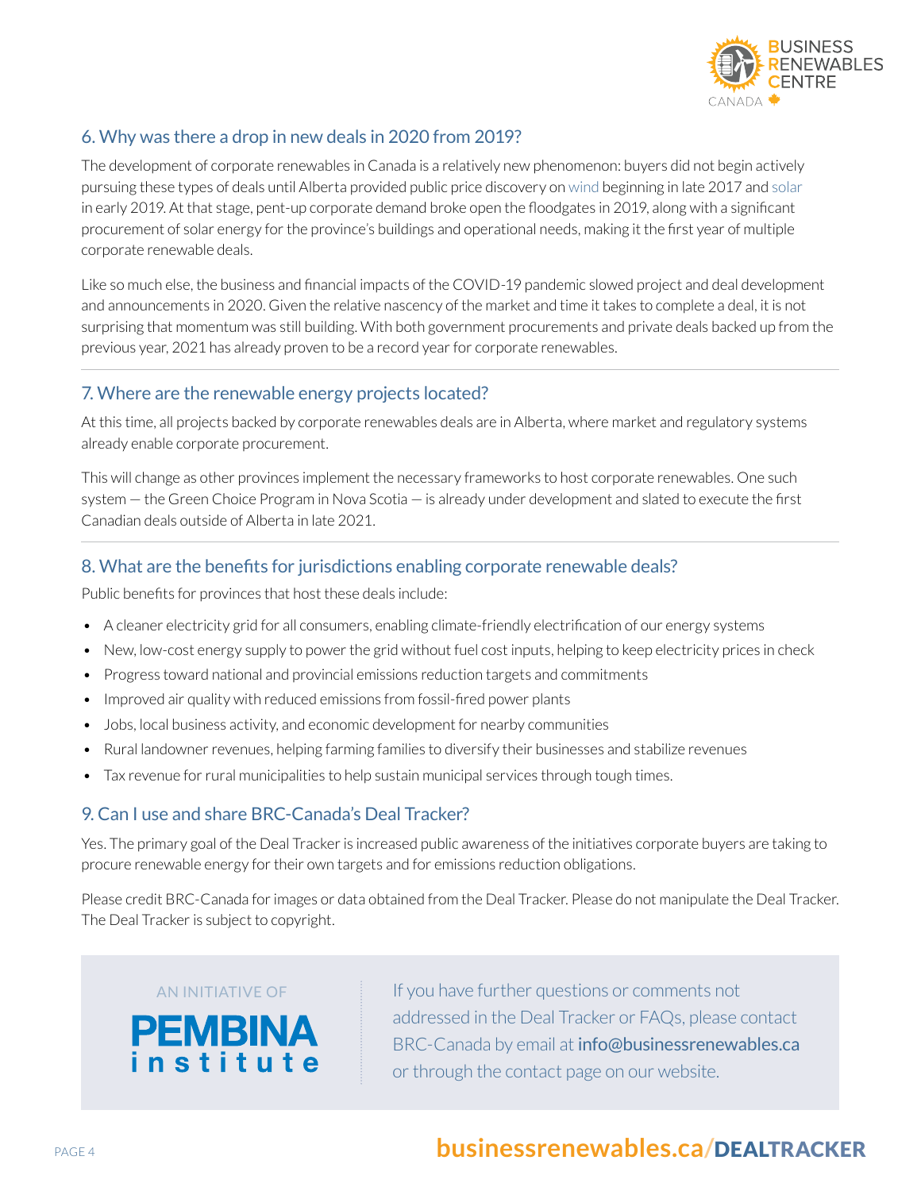## 6. Why was there a drop in new deals in 2020 from 2019?

The development of corporate renewables in Canada is a relatively new phenomenon: buyers did not begin actively pursuing these types of deals until Alberta provided public price discovery on wind beginning in late 2017 and solar in early 2019. At that stage, pent-up corporate demand broke open the floodgates in 2019, along with a significant procurement of solar energy for the province's buildings and operational needs, making it the first year of multiple corporate renewable deals.

Like so much else, the business and financial impacts of the COVID-19 pandemic slowed project and deal development and announcements in 2020. Given the relative nascency of the market and time it takes to complete a deal, it is not surprising that momentum was still building. With both government procurements and private deals backed up from the previous year, 2021 has already proven to be a record year for corporate renewables.

## 7. Where are the renewable energy projects located?

At this time, all projects backed by corporate renewables deals are in Alberta, where market and regulatory systems already enable corporate procurement.

This will change as other provinces implement the necessary frameworks to host corporate renewables. One such system — the Green Choice Program in Nova Scotia — is already under development and slated to execute the first Canadian deals outside of Alberta in late 2021.

## 8. What are the benefits for jurisdictions enabling corporate renewable deals?

Public benefits for provinces that host these deals include:

- A cleaner electricity grid for all consumers, enabling climate-friendly electrification of our energy systems
- New, low-cost energy supply to power the grid without fuel cost inputs, helping to keep electricity prices in check
- Progress toward national and provincial emissions reduction targets and commitments
- Improved air quality with reduced emissions from fossil-fired power plants
- Jobs, local business activity, and economic development for nearby communities
- Rural landowner revenues, helping farming families to diversify their businesses and stabilize revenues
- Tax revenue for rural municipalities to help sustain municipal services through tough times.

## 9. Can I use and share BRC-Canada's Deal Tracker?

Yes. The primary goal of the Deal Tracker is increased public awareness of the initiatives corporate buyers are taking to procure renewable energy for their own targets and for emissions reduction obligations.

Please credit BRC-Canada for images or data obtained from the Deal Tracker. Please do not manipulate the Deal Tracker. The Deal Tracker is subject to copyright.

AN INITIATIVE OF

**PEMBINA institute**

If you have further questions or comments not addressed in the Deal Tracker or FAQs, please contact BRC-Canada by email at **info@businessrenewables.ca** or through the contact page on our website.

**businessrenewables.ca/DEALTRACKER**